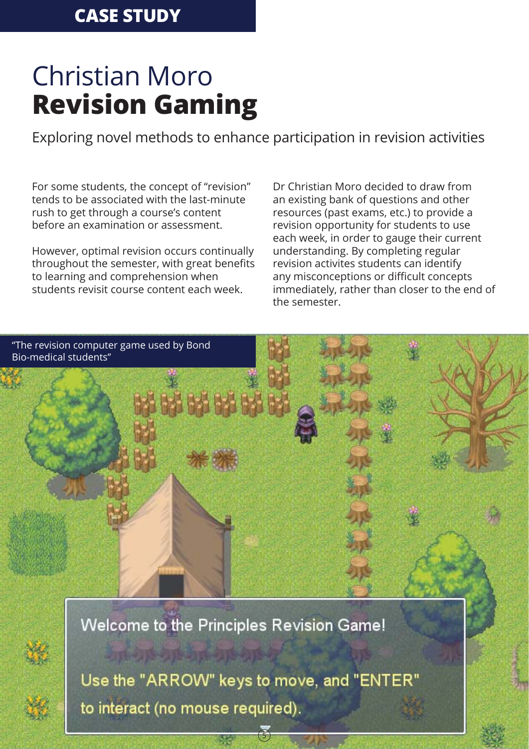**CASE STUDY**

# Christian Moro
# **Revision Gaming**

Exploring novel methods to enhance participation in revision activities

For some students, the concept of "revision" tends to be associated with the last-minute rush to get through a course's content before an examination or assessment.

However, optimal revision occurs continually throughout the semester, with great benefits to learning and comprehension when students revisit course content each week.

Dr Christian Moro decided to draw from an existing bank of questions and other resources (past exams, etc.) to provide a revision opportunity for students to use each week, in order to gauge their current understanding. By completing regular revision activites students can identify any misconceptions or difficult concepts immediately, rather than closer to the end of the semester.

"The revision computer game used by Bond Bio-medical students"

Welcome to the Principles Revision Game!

Use the "ARROW" keys to move, and "ENTER" to interact (no mouse required).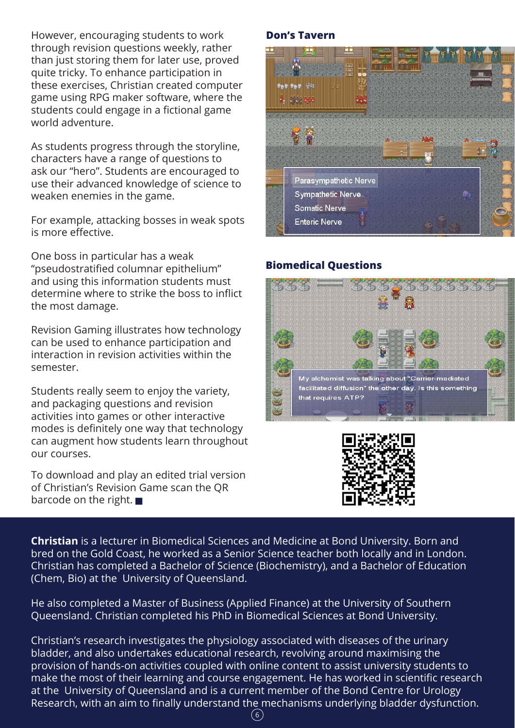However, encouraging students to work through revision questions weekly, rather than just storing them for later use, proved quite tricky. To enhance participation in these exercises, Christian created computer game using RPG maker software, where the students could engage in a fictional game world adventure.

As students progress through the storyline, characters have a range of questions to ask our "hero". Students are encouraged to use their advanced knowledge of science to weaken enemies in the game.

For example, attacking bosses in weak spots is more effective.

One boss in particular has a weak "pseudostratified columnar epithelium" and using this information students must determine where to strike the boss to inflict the most damage.

Revision Gaming illustrates how technology can be used to enhance participation and interaction in revision activities within the semester.

Students really seem to enjoy the variety, and packaging questions and revision activities into games or other interactive modes is definitely one way that technology can augment how students learn throughout our courses.

To download and play an edited trial version of Christian's Revision Game scan the QR barcode on the right. ■

### Don's Tavern

Parasympathetic Nerve
Sympathetic Nerve
Somatic Nerve
Enteric Nerve

### Biomedical Questions

My alchemist was talking about "Carrier-mediated facilitated diffusion" the other day. Is this something that requires ATP?

**Christian** is a lecturer in Biomedical Sciences and Medicine at Bond University. Born and bred on the Gold Coast, he worked as a Senior Science teacher both locally and in London. Christian has completed a Bachelor of Science (Biochemistry), and a Bachelor of Education (Chem, Bio) at the University of Queensland.

He also completed a Master of Business (Applied Finance) at the University of Southern Queensland. Christian completed his PhD in Biomedical Sciences at Bond University.

Christian's research investigates the physiology associated with diseases of the urinary bladder, and also undertakes educational research, revolving around maximising the provision of hands-on activities coupled with online content to assist university students to make the most of their learning and course engagement. He has worked in scientific research at the University of Queensland and is a current member of the Bond Centre for Urology Research, with an aim to finally understand the mechanisms underlying bladder dysfunction.